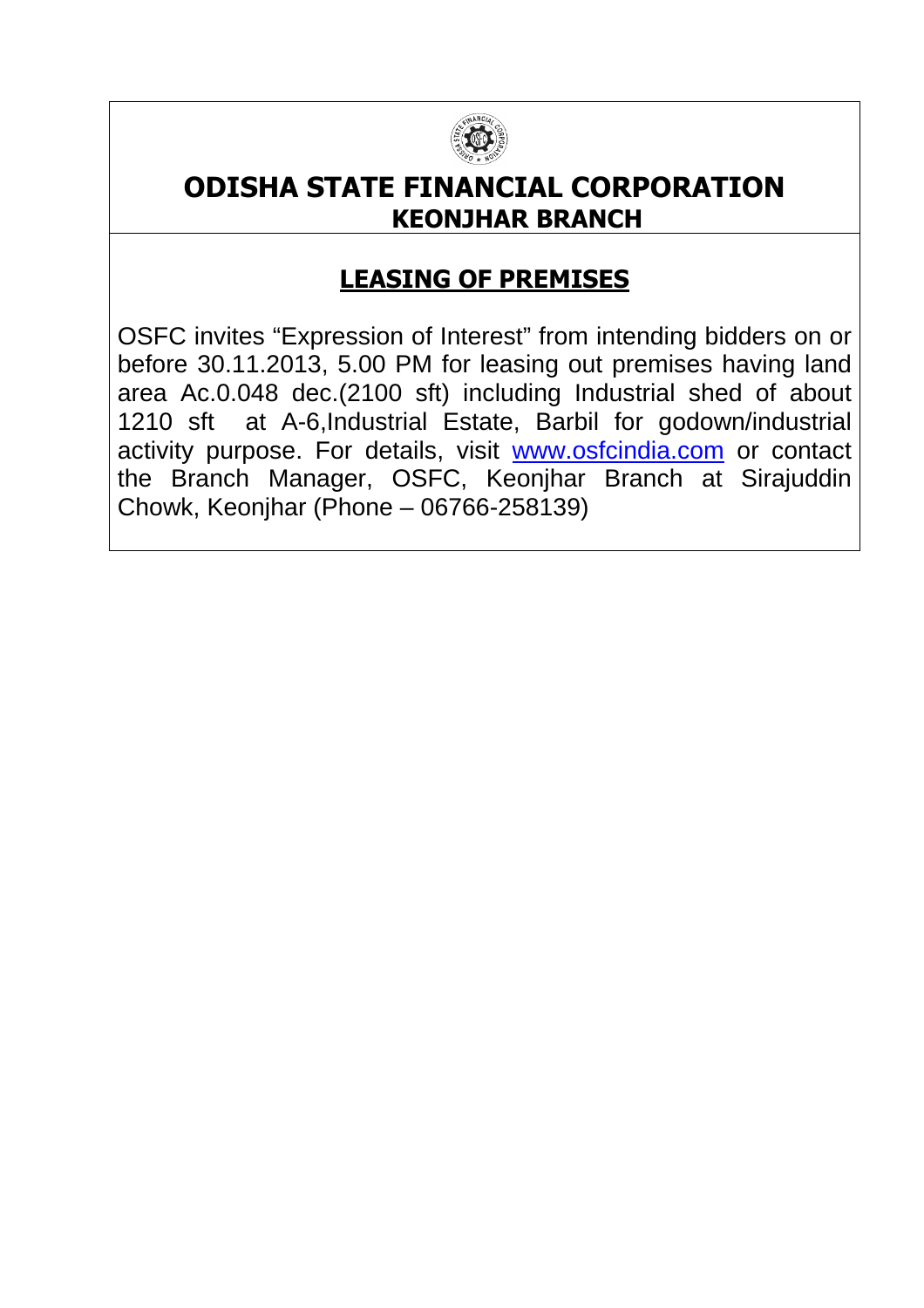# ODISHA STATE FINANCIAL CORPORATION

## KEONJHAR BRANCH

### LEASING OF PREMISES

OSFC invites "Expression of Interest" from intending bidders on or before 30.11.2013, 5.00 PM for leasing out premises having land area Ac.0.048 dec.(2100 sft) including Industrial shed of about 1210 sft at A-6,Industrial Estate, Barbil for godown/industrial activity purpose. For details, visit www.osfcindia.com or contact the Branch Manager, OSFC, Keonjhar Branch at Sirajuddin Chowk, Keonjhar (Phone – 06766-258139)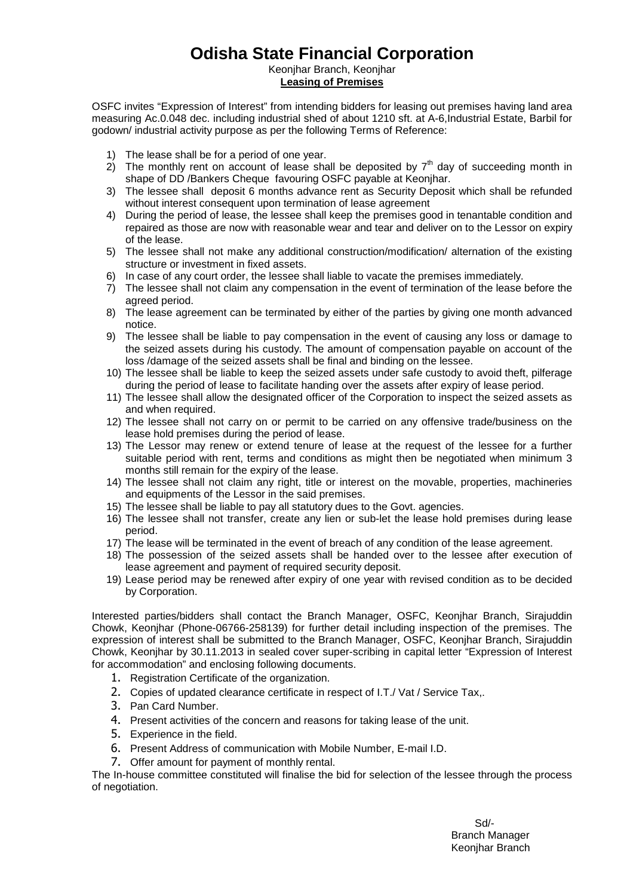# Odisha State Financial Corporation

Keonjhar Branch, Keonjhar

**Leasing of Premises**

OSFC invites "Expression of Interest" from intending bidders for leasing out premises having land area measuring Ac.0.048 dec. including industrial shed of about 1210 sft. at A-6,Industrial Estate, Barbil for godown/ industrial activity purpose as per the following Terms of Reference:

1) The lease shall be for a period of one year.
2) The monthly rent on account of lease shall be deposited by 7th day of succeeding month in shape of DD /Bankers Cheque favouring OSFC payable at Keonjhar.
3) The lessee shall deposit 6 months advance rent as Security Deposit which shall be refunded without interest consequent upon termination of lease agreement
4) During the period of lease, the lessee shall keep the premises good in tenantable condition and repaired as those are now with reasonable wear and tear and deliver on to the Lessor on expiry of the lease.
5) The lessee shall not make any additional construction/modification/ alternation of the existing structure or investment in fixed assets.
6) In case of any court order, the lessee shall liable to vacate the premises immediately.
7) The lessee shall not claim any compensation in the event of termination of the lease before the agreed period.
8) The lease agreement can be terminated by either of the parties by giving one month advanced notice.
9) The lessee shall be liable to pay compensation in the event of causing any loss or damage to the seized assets during his custody. The amount of compensation payable on account of the loss /damage of the seized assets shall be final and binding on the lessee.
10) The lessee shall be liable to keep the seized assets under safe custody to avoid theft, pilferage during the period of lease to facilitate handing over the assets after expiry of lease period.
11) The lessee shall allow the designated officer of the Corporation to inspect the seized assets as and when required.
12) The lessee shall not carry on or permit to be carried on any offensive trade/business on the lease hold premises during the period of lease.
13) The Lessor may renew or extend tenure of lease at the request of the lessee for a further suitable period with rent, terms and conditions as might then be negotiated when minimum 3 months still remain for the expiry of the lease.
14) The lessee shall not claim any right, title or interest on the movable, properties, machineries and equipments of the Lessor in the said premises.
15) The lessee shall be liable to pay all statutory dues to the Govt. agencies.
16) The lessee shall not transfer, create any lien or sub-let the lease hold premises during lease period.
17) The lease will be terminated in the event of breach of any condition of the lease agreement.
18) The possession of the seized assets shall be handed over to the lessee after execution of lease agreement and payment of required security deposit.
19) Lease period may be renewed after expiry of one year with revised condition as to be decided by Corporation.

Interested parties/bidders shall contact the Branch Manager, OSFC, Keonjhar Branch, Sirajuddin Chowk, Keonjhar (Phone-06766-258139) for further detail including inspection of the premises. The expression of interest shall be submitted to the Branch Manager, OSFC, Keonjhar Branch, Sirajuddin Chowk, Keonjhar by 30.11.2013 in sealed cover super-scribing in capital letter "Expression of Interest for accommodation" and enclosing following documents.

1. Registration Certificate of the organization.
2. Copies of updated clearance certificate in respect of I.T./ Vat / Service Tax,.
3. Pan Card Number.
4. Present activities of the concern and reasons for taking lease of the unit.
5. Experience in the field.
6. Present Address of communication with Mobile Number, E-mail I.D.
7. Offer amount for payment of monthly rental.

The In-house committee constituted will finalise the bid for selection of the lessee through the process of negotiation.

Sd/-
Branch Manager
Keonjhar Branch